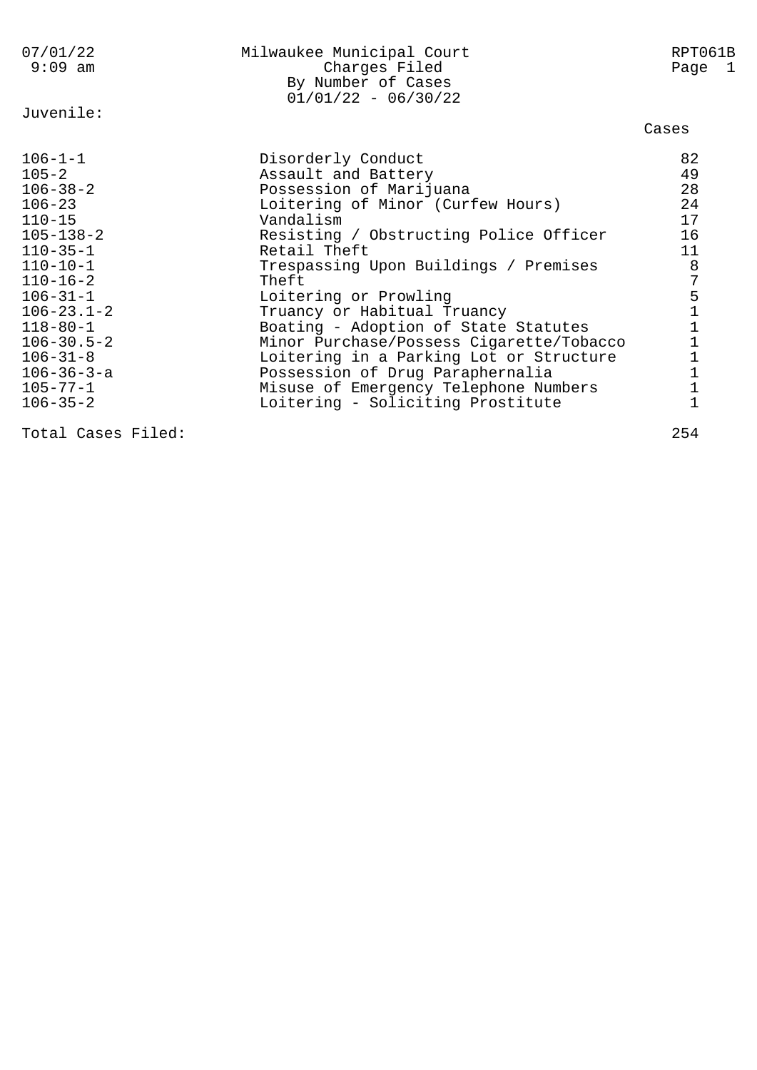# Milwaukee Municipal Court

## Charges Filed

### By Number of Cases

01/01/22 - 06/30/22

07/01/22 9:09 am — RPT061B

**Juvenile:**

| Code | Charge | Cases |
|---|---|---|
| 106-1-1 | Disorderly Conduct | 82 |
| 105-2 | Assault and Battery | 49 |
| 106-38-2 | Possession of Marijuana | 28 |
| 106-23 | Loitering of Minor (Curfew Hours) | 24 |
| 110-15 | Vandalism | 17 |
| 105-138-2 | Resisting / Obstructing Police Officer | 16 |
| 110-35-1 | Retail Theft | 11 |
| 110-10-1 | Trespassing Upon Buildings / Premises | 8 |
| 110-16-2 | Theft | 7 |
| 106-31-1 | Loitering or Prowling | 5 |
| 106-23.1-2 | Truancy or Habitual Truancy | 1 |
| 118-80-1 | Boating - Adoption of State Statutes | 1 |
| 106-30.5-2 | Minor Purchase/Possess Cigarette/Tobacco | 1 |
| 106-31-8 | Loitering in a Parking Lot or Structure | 1 |
| 106-36-3-a | Possession of Drug Paraphernalia | 1 |
| 105-77-1 | Misuse of Emergency Telephone Numbers | 1 |
| 106-35-2 | Loitering - Soliciting Prostitute | 1 |
| Total Cases Filed: | | 254 |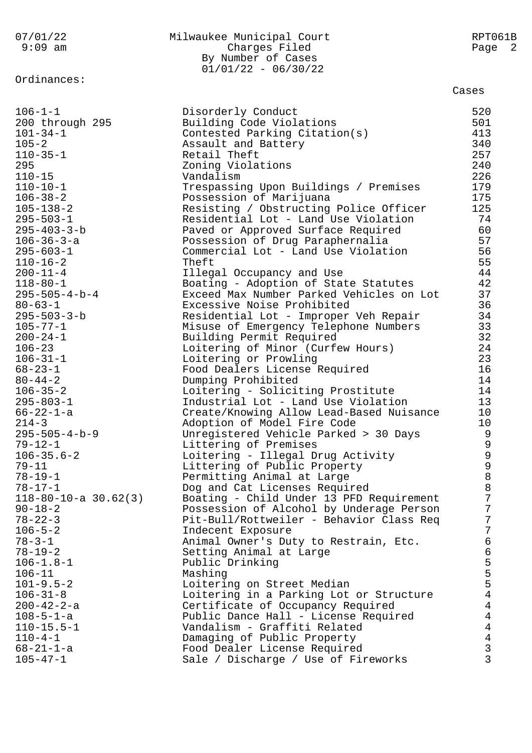Ordinances:

| | | Cases |
|---|---|---|
| 106-1-1 | Disorderly Conduct | 520 |
| 200 through 295 | Building Code Violations | 501 |
| 101-34-1 | Contested Parking Citation(s) | 413 |
| 105-2 | Assault and Battery | 340 |
| 110-35-1 | Retail Theft | 257 |
| 295 | Zoning Violations | 240 |
| 110-15 | Vandalism | 226 |
| 110-10-1 | Trespassing Upon Buildings / Premises | 179 |
| 106-38-2 | Possession of Marijuana | 175 |
| 105-138-2 | Resisting / Obstructing Police Officer | 125 |
| 295-503-1 | Residential Lot - Land Use Violation | 74 |
| 295-403-3-b | Paved or Approved Surface Required | 60 |
| 106-36-3-a | Possession of Drug Paraphernalia | 57 |
| 295-603-1 | Commercial Lot - Land Use Violation | 56 |
| 110-16-2 | Theft | 55 |
| 200-11-4 | Illegal Occupancy and Use | 44 |
| 118-80-1 | Boating - Adoption of State Statutes | 42 |
| 295-505-4-b-4 | Exceed Max Number Parked Vehicles on Lot | 37 |
| 80-63-1 | Excessive Noise Prohibited | 36 |
| 295-503-3-b | Residential Lot - Improper Veh Repair | 34 |
| 105-77-1 | Misuse of Emergency Telephone Numbers | 33 |
| 200-24-1 | Building Permit Required | 32 |
| 106-23 | Loitering of Minor (Curfew Hours) | 24 |
| 106-31-1 | Loitering or Prowling | 23 |
| 68-23-1 | Food Dealers License Required | 16 |
| 80-44-2 | Dumping Prohibited | 14 |
| 106-35-2 | Loitering - Soliciting Prostitute | 14 |
| 295-803-1 | Industrial Lot - Land Use Violation | 13 |
| 66-22-1-a | Create/Knowing Allow Lead-Based Nuisance | 10 |
| 214-3 | Adoption of Model Fire Code | 10 |
| 295-505-4-b-9 | Unregistered Vehicle Parked > 30 Days | 9 |
| 79-12-1 | Littering of Premises | 9 |
| 106-35.6-2 | Loitering - Illegal Drug Activity | 9 |
| 79-11 | Littering of Public Property | 9 |
| 78-19-1 | Permitting Animal at Large | 8 |
| 78-17-1 | Dog and Cat Licenses Required | 8 |
| 118-80-10-a 30.62(3) | Boating - Child Under 13 PFD Requirement | 7 |
| 90-18-2 | Possession of Alcohol by Underage Person | 7 |
| 78-22-3 | Pit-Bull/Rottweiler - Behavior Class Req | 7 |
| 106-5-2 | Indecent Exposure | 7 |
| 78-3-1 | Animal Owner's Duty to Restrain, Etc. | 6 |
| 78-19-2 | Setting Animal at Large | 6 |
| 106-1.8-1 | Public Drinking | 5 |
| 106-11 | Mashing | 5 |
| 101-9.5-2 | Loitering on Street Median | 5 |
| 106-31-8 | Loitering in a Parking Lot or Structure | 4 |
| 200-42-2-a | Certificate of Occupancy Required | 4 |
| 108-5-1-a | Public Dance Hall - License Required | 4 |
| 110-15.5-1 | Vandalism - Graffiti Related | 4 |
| 110-4-1 | Damaging of Public Property | 4 |
| 68-21-1-a | Food Dealer License Required | 3 |
| 105-47-1 | Sale / Discharge / Use of Fireworks | 3 |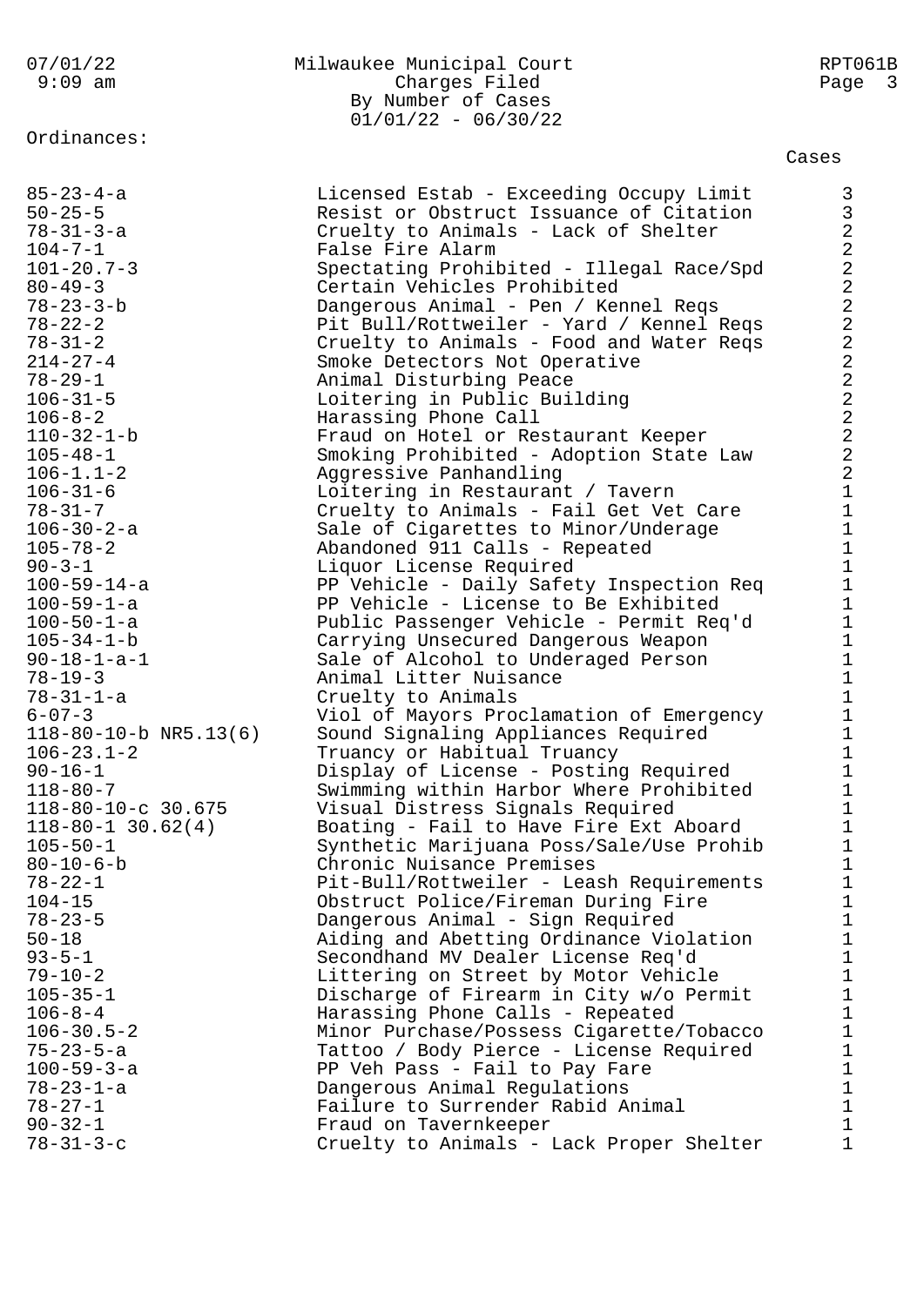Milwaukee Municipal Court
Charges Filed
By Number of Cases
01/01/22 - 06/30/22

Ordinances:

| Ordinance | Description | Cases |
|---|---|---|
| 85-23-4-a | Licensed Estab - Exceeding Occupy Limit | 3 |
| 50-25-5 | Resist or Obstruct Issuance of Citation | 3 |
| 78-31-3-a | Cruelty to Animals - Lack of Shelter | 2 |
| 104-7-1 | False Fire Alarm | 2 |
| 101-20.7-3 | Spectating Prohibited - Illegal Race/Spd | 2 |
| 80-49-3 | Certain Vehicles Prohibited | 2 |
| 78-23-3-b | Dangerous Animal - Pen / Kennel Reqs | 2 |
| 78-22-2 | Pit Bull/Rottweiler - Yard / Kennel Reqs | 2 |
| 78-31-2 | Cruelty to Animals - Food and Water Reqs | 2 |
| 214-27-4 | Smoke Detectors Not Operative | 2 |
| 78-29-1 | Animal Disturbing Peace | 2 |
| 106-31-5 | Loitering in Public Building | 2 |
| 106-8-2 | Harassing Phone Call | 2 |
| 110-32-1-b | Fraud on Hotel or Restaurant Keeper | 2 |
| 105-48-1 | Smoking Prohibited - Adoption State Law | 2 |
| 106-1.1-2 | Aggressive Panhandling | 2 |
| 106-31-6 | Loitering in Restaurant / Tavern | 1 |
| 78-31-7 | Cruelty to Animals - Fail Get Vet Care | 1 |
| 106-30-2-a | Sale of Cigarettes to Minor/Underage | 1 |
| 105-78-2 | Abandoned 911 Calls - Repeated | 1 |
| 90-3-1 | Liquor License Required | 1 |
| 100-59-14-a | PP Vehicle - Daily Safety Inspection Req | 1 |
| 100-59-1-a | PP Vehicle - License to Be Exhibited | 1 |
| 100-50-1-a | Public Passenger Vehicle - Permit Req'd | 1 |
| 105-34-1-b | Carrying Unsecured Dangerous Weapon | 1 |
| 90-18-1-a-1 | Sale of Alcohol to Underaged Person | 1 |
| 78-19-3 | Animal Litter Nuisance | 1 |
| 78-31-1-a | Cruelty to Animals | 1 |
| 6-07-3 | Viol of Mayors Proclamation of Emergency | 1 |
| 118-80-10-b NR5.13(6) | Sound Signaling Appliances Required | 1 |
| 106-23.1-2 | Truancy or Habitual Truancy | 1 |
| 90-16-1 | Display of License - Posting Required | 1 |
| 118-80-7 | Swimming within Harbor Where Prohibited | 1 |
| 118-80-10-c 30.675 | Visual Distress Signals Required | 1 |
| 118-80-1 30.62(4) | Boating - Fail to Have Fire Ext Aboard | 1 |
| 105-50-1 | Synthetic Marijuana Poss/Sale/Use Prohib | 1 |
| 80-10-6-b | Chronic Nuisance Premises | 1 |
| 78-22-1 | Pit-Bull/Rottweiler - Leash Requirements | 1 |
| 104-15 | Obstruct Police/Fireman During Fire | 1 |
| 78-23-5 | Dangerous Animal - Sign Required | 1 |
| 50-18 | Aiding and Abetting Ordinance Violation | 1 |
| 93-5-1 | Secondhand MV Dealer License Req'd | 1 |
| 79-10-2 | Littering on Street by Motor Vehicle | 1 |
| 105-35-1 | Discharge of Firearm in City w/o Permit | 1 |
| 106-8-4 | Harassing Phone Calls - Repeated | 1 |
| 106-30.5-2 | Minor Purchase/Possess Cigarette/Tobacco | 1 |
| 75-23-5-a | Tattoo / Body Pierce - License Required | 1 |
| 100-59-3-a | PP Veh Pass - Fail to Pay Fare | 1 |
| 78-23-1-a | Dangerous Animal Regulations | 1 |
| 78-27-1 | Failure to Surrender Rabid Animal | 1 |
| 90-32-1 | Fraud on Tavernkeeper | 1 |
| 78-31-3-c | Cruelty to Animals - Lack Proper Shelter | 1 |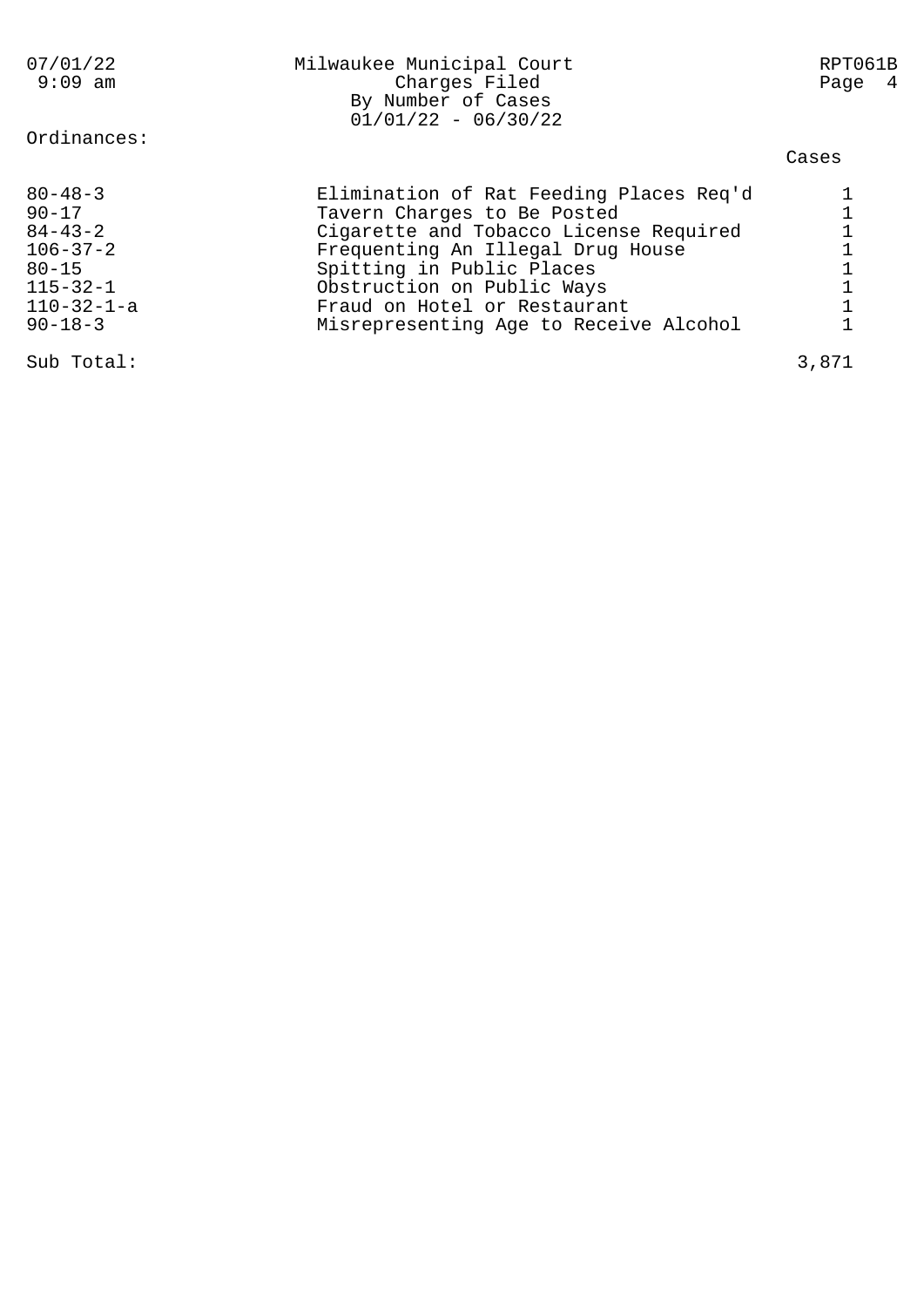Ordinances:

| | | Cases |
|---|---|---|
| 80-48-3 | Elimination of Rat Feeding Places Req'd | 1 |
| 90-17 | Tavern Charges to Be Posted | 1 |
| 84-43-2 | Cigarette and Tobacco License Required | 1 |
| 106-37-2 | Frequenting An Illegal Drug House | 1 |
| 80-15 | Spitting in Public Places | 1 |
| 115-32-1 | Obstruction on Public Ways | 1 |
| 110-32-1-a | Fraud on Hotel or Restaurant | 1 |
| 90-18-3 | Misrepresenting Age to Receive Alcohol | 1 |
| Sub Total: | | 3,871 |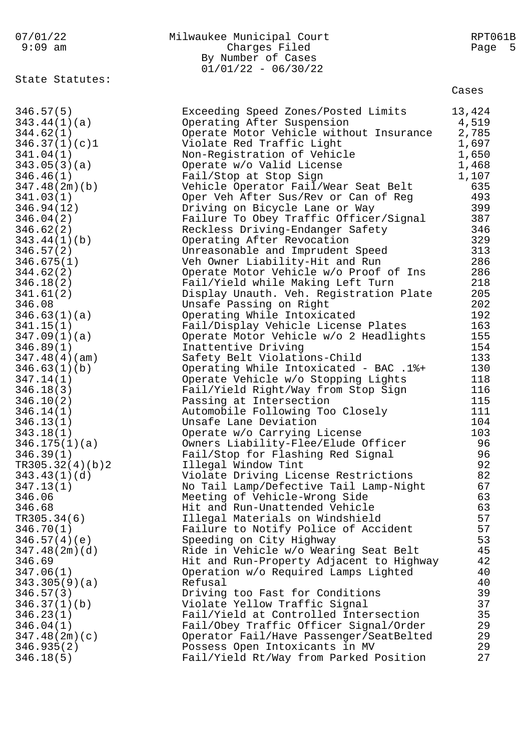Milwaukee Municipal Court
Charges Filed
By Number of Cases
01/01/22 - 06/30/22

State Statutes:

| Statute | Description | Cases |
|---|---|---|
| 346.57(5) | Exceeding Speed Zones/Posted Limits | 13,424 |
| 343.44(1)(a) | Operating After Suspension | 4,519 |
| 344.62(1) | Operate Motor Vehicle without Insurance | 2,785 |
| 346.37(1)(c)1 | Violate Red Traffic Light | 1,697 |
| 341.04(1) | Non-Registration of Vehicle | 1,650 |
| 343.05(3)(a) | Operate w/o Valid License | 1,468 |
| 346.46(1) | Fail/Stop at Stop Sign | 1,107 |
| 347.48(2m)(b) | Vehicle Operator Fail/Wear Seat Belt | 635 |
| 341.03(1) | Oper Veh After Sus/Rev or Can of Reg | 493 |
| 346.94(12) | Driving on Bicycle Lane or Way | 399 |
| 346.04(2) | Failure To Obey Traffic Officer/Signal | 387 |
| 346.62(2) | Reckless Driving-Endanger Safety | 346 |
| 343.44(1)(b) | Operating After Revocation | 329 |
| 346.57(2) | Unreasonable and Imprudent Speed | 313 |
| 346.675(1) | Veh Owner Liability-Hit and Run | 286 |
| 344.62(2) | Operate Motor Vehicle w/o Proof of Ins | 286 |
| 346.18(2) | Fail/Yield while Making Left Turn | 218 |
| 341.61(2) | Display Unauth. Veh. Registration Plate | 205 |
| 346.08 | Unsafe Passing on Right | 202 |
| 346.63(1)(a) | Operating While Intoxicated | 192 |
| 341.15(1) | Fail/Display Vehicle License Plates | 163 |
| 347.09(1)(a) | Operate Motor Vehicle w/o 2 Headlights | 155 |
| 346.89(1) | Inattentive Driving | 154 |
| 347.48(4)(am) | Safety Belt Violations-Child | 133 |
| 346.63(1)(b) | Operating While Intoxicated - BAC .1%+ | 130 |
| 347.14(1) | Operate Vehicle w/o Stopping Lights | 118 |
| 346.18(3) | Fail/Yield Right/Way from Stop Sign | 116 |
| 346.10(2) | Passing at Intersection | 115 |
| 346.14(1) | Automobile Following Too Closely | 111 |
| 346.13(1) | Unsafe Lane Deviation | 104 |
| 343.18(1) | Operate w/o Carrying License | 103 |
| 346.175(1)(a) | Owners Liability-Flee/Elude Officer | 96 |
| 346.39(1) | Fail/Stop for Flashing Red Signal | 96 |
| TR305.32(4)(b)2 | Illegal Window Tint | 92 |
| 343.43(1)(d) | Violate Driving License Restrictions | 82 |
| 347.13(1) | No Tail Lamp/Defective Tail Lamp-Night | 67 |
| 346.06 | Meeting of Vehicle-Wrong Side | 63 |
| 346.68 | Hit and Run-Unattended Vehicle | 63 |
| TR305.34(6) | Illegal Materials on Windshield | 57 |
| 346.70(1) | Failure to Notify Police of Accident | 57 |
| 346.57(4)(e) | Speeding on City Highway | 53 |
| 347.48(2m)(d) | Ride in Vehicle w/o Wearing Seat Belt | 45 |
| 346.69 | Hit and Run-Property Adjacent to Highway | 42 |
| 347.06(1) | Operation w/o Required Lamps Lighted | 40 |
| 343.305(9)(a) | Refusal | 40 |
| 346.57(3) | Driving too Fast for Conditions | 39 |
| 346.37(1)(b) | Violate Yellow Traffic Signal | 37 |
| 346.23(1) | Fail/Yield at Controlled Intersection | 35 |
| 346.04(1) | Fail/Obey Traffic Officer Signal/Order | 29 |
| 347.48(2m)(c) | Operator Fail/Have Passenger/SeatBelted | 29 |
| 346.935(2) | Possess Open Intoxicants in MV | 29 |
| 346.18(5) | Fail/Yield Rt/Way from Parked Position | 27 |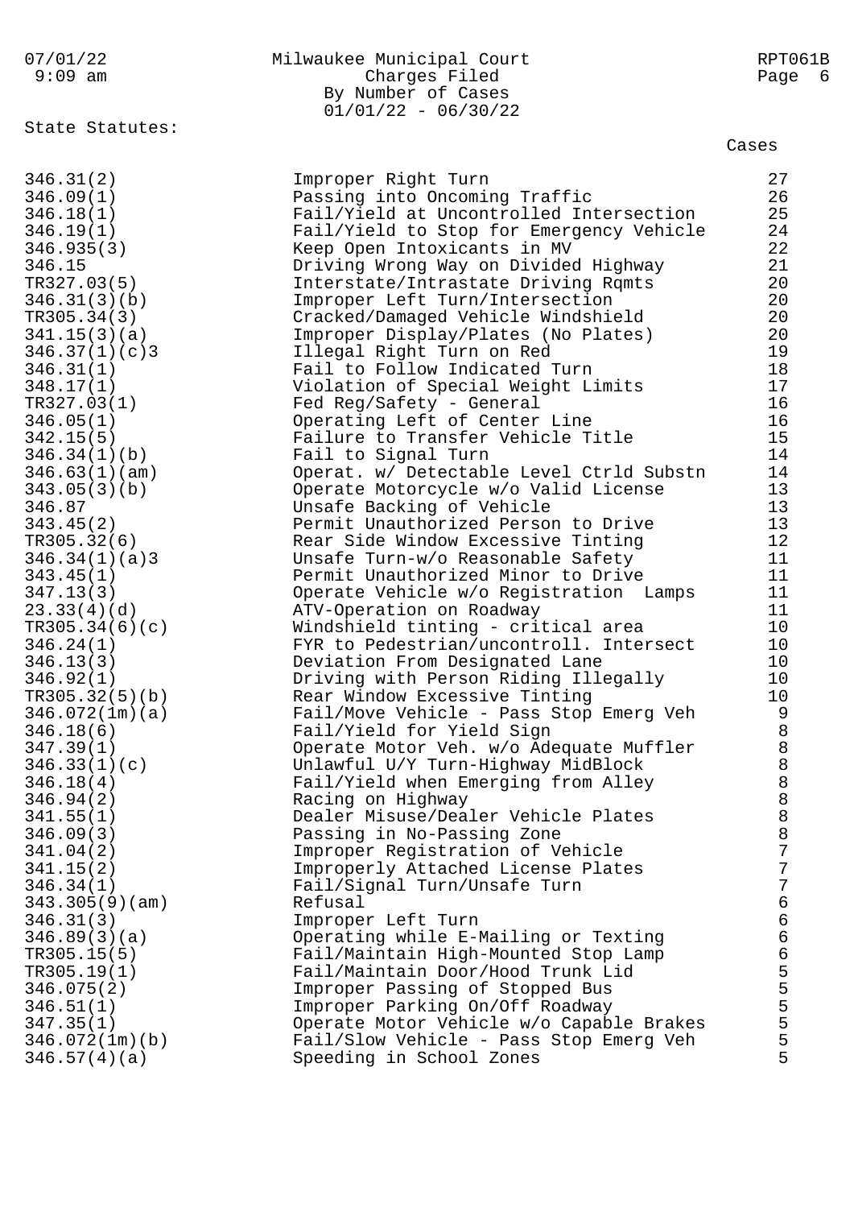State Statutes:

| Statute | Description | Cases |
|---|---|---|
| 346.31(2) | Improper Right Turn | 27 |
| 346.09(1) | Passing into Oncoming Traffic | 26 |
| 346.18(1) | Fail/Yield at Uncontrolled Intersection | 25 |
| 346.19(1) | Fail/Yield to Stop for Emergency Vehicle | 24 |
| 346.935(3) | Keep Open Intoxicants in MV | 22 |
| 346.15 | Driving Wrong Way on Divided Highway | 21 |
| TR327.03(5) | Interstate/Intrastate Driving Rqmts | 20 |
| 346.31(3)(b) | Improper Left Turn/Intersection | 20 |
| TR305.34(3) | Cracked/Damaged Vehicle Windshield | 20 |
| 341.15(3)(a) | Improper Display/Plates (No Plates) | 20 |
| 346.37(1)(c)3 | Illegal Right Turn on Red | 19 |
| 346.31(1) | Fail to Follow Indicated Turn | 18 |
| 348.17(1) | Violation of Special Weight Limits | 17 |
| TR327.03(1) | Fed Reg/Safety - General | 16 |
| 346.05(1) | Operating Left of Center Line | 16 |
| 342.15(5) | Failure to Transfer Vehicle Title | 15 |
| 346.34(1)(b) | Fail to Signal Turn | 14 |
| 346.63(1)(am) | Operat. w/ Detectable Level Ctrld Substn | 14 |
| 343.05(3)(b) | Operate Motorcycle w/o Valid License | 13 |
| 346.87 | Unsafe Backing of Vehicle | 13 |
| 343.45(2) | Permit Unauthorized Person to Drive | 13 |
| TR305.32(6) | Rear Side Window Excessive Tinting | 12 |
| 346.34(1)(a)3 | Unsafe Turn-w/o Reasonable Safety | 11 |
| 343.45(1) | Permit Unauthorized Minor to Drive | 11 |
| 347.13(3) | Operate Vehicle w/o Registration Lamps | 11 |
| 23.33(4)(d) | ATV-Operation on Roadway | 11 |
| TR305.34(6)(c) | Windshield tinting - critical area | 10 |
| 346.24(1) | FYR to Pedestrian/uncontroll. Intersect | 10 |
| 346.13(3) | Deviation From Designated Lane | 10 |
| 346.92(1) | Driving with Person Riding Illegally | 10 |
| TR305.32(5)(b) | Rear Window Excessive Tinting | 10 |
| 346.072(1m)(a) | Fail/Move Vehicle - Pass Stop Emerg Veh | 9 |
| 346.18(6) | Fail/Yield for Yield Sign | 8 |
| 347.39(1) | Operate Motor Veh. w/o Adequate Muffler | 8 |
| 346.33(1)(c) | Unlawful U/Y Turn-Highway MidBlock | 8 |
| 346.18(4) | Fail/Yield when Emerging from Alley | 8 |
| 346.94(2) | Racing on Highway | 8 |
| 341.55(1) | Dealer Misuse/Dealer Vehicle Plates | 8 |
| 346.09(3) | Passing in No-Passing Zone | 8 |
| 341.04(2) | Improper Registration of Vehicle | 7 |
| 341.15(2) | Improperly Attached License Plates | 7 |
| 346.34(1) | Fail/Signal Turn/Unsafe Turn | 7 |
| 343.305(9)(am) | Refusal | 6 |
| 346.31(3) | Improper Left Turn | 6 |
| 346.89(3)(a) | Operating while E-Mailing or Texting | 6 |
| TR305.15(5) | Fail/Maintain High-Mounted Stop Lamp | 6 |
| TR305.19(1) | Fail/Maintain Door/Hood Trunk Lid | 5 |
| 346.075(2) | Improper Passing of Stopped Bus | 5 |
| 346.51(1) | Improper Parking On/Off Roadway | 5 |
| 347.35(1) | Operate Motor Vehicle w/o Capable Brakes | 5 |
| 346.072(1m)(b) | Fail/Slow Vehicle - Pass Stop Emerg Veh | 5 |
| 346.57(4)(a) | Speeding in School Zones | 5 |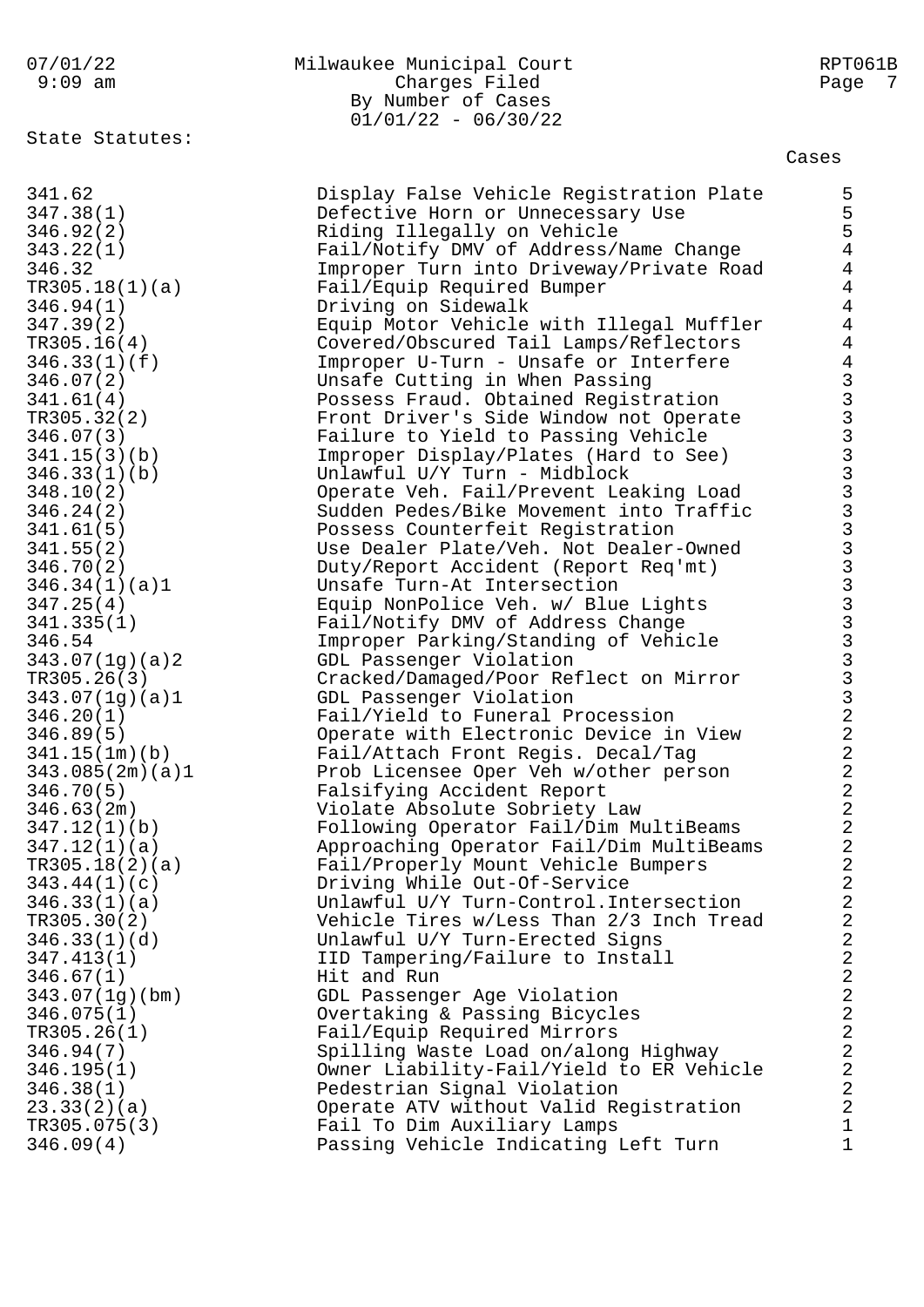Milwaukee Municipal Court
Charges Filed
By Number of Cases
01/01/22 - 06/30/22

State Statutes:

| Statute | Description | Cases |
|---|---|---|
| 341.62 | Display False Vehicle Registration Plate | 5 |
| 347.38(1) | Defective Horn or Unnecessary Use | 5 |
| 346.92(2) | Riding Illegally on Vehicle | 5 |
| 343.22(1) | Fail/Notify DMV of Address/Name Change | 4 |
| 346.32 | Improper Turn into Driveway/Private Road | 4 |
| TR305.18(1)(a) | Fail/Equip Required Bumper | 4 |
| 346.94(1) | Driving on Sidewalk | 4 |
| 347.39(2) | Equip Motor Vehicle with Illegal Muffler | 4 |
| TR305.16(4) | Covered/Obscured Tail Lamps/Reflectors | 4 |
| 346.33(1)(f) | Improper U-Turn - Unsafe or Interfere | 4 |
| 346.07(2) | Unsafe Cutting in When Passing | 3 |
| 341.61(4) | Possess Fraud. Obtained Registration | 3 |
| TR305.32(2) | Front Driver's Side Window not Operate | 3 |
| 346.07(3) | Failure to Yield to Passing Vehicle | 3 |
| 341.15(3)(b) | Improper Display/Plates (Hard to See) | 3 |
| 346.33(1)(b) | Unlawful U/Y Turn - Midblock | 3 |
| 348.10(2) | Operate Veh. Fail/Prevent Leaking Load | 3 |
| 346.24(2) | Sudden Pedes/Bike Movement into Traffic | 3 |
| 341.61(5) | Possess Counterfeit Registration | 3 |
| 341.55(2) | Use Dealer Plate/Veh. Not Dealer-Owned | 3 |
| 346.70(2) | Duty/Report Accident (Report Req'mt) | 3 |
| 346.34(1)(a)1 | Unsafe Turn-At Intersection | 3 |
| 347.25(4) | Equip NonPolice Veh. w/ Blue Lights | 3 |
| 341.335(1) | Fail/Notify DMV of Address Change | 3 |
| 346.54 | Improper Parking/Standing of Vehicle | 3 |
| 343.07(1g)(a)2 | GDL Passenger Violation | 3 |
| TR305.26(3) | Cracked/Damaged/Poor Reflect on Mirror | 3 |
| 343.07(1g)(a)1 | GDL Passenger Violation | 3 |
| 346.20(1) | Fail/Yield to Funeral Procession | 2 |
| 346.89(5) | Operate with Electronic Device in View | 2 |
| 341.15(1m)(b) | Fail/Attach Front Regis. Decal/Tag | 2 |
| 343.085(2m)(a)1 | Prob Licensee Oper Veh w/other person | 2 |
| 346.70(5) | Falsifying Accident Report | 2 |
| 346.63(2m) | Violate Absolute Sobriety Law | 2 |
| 347.12(1)(b) | Following Operator Fail/Dim MultiBeams | 2 |
| 347.12(1)(a) | Approaching Operator Fail/Dim MultiBeams | 2 |
| TR305.18(2)(a) | Fail/Properly Mount Vehicle Bumpers | 2 |
| 343.44(1)(c) | Driving While Out-Of-Service | 2 |
| 346.33(1)(a) | Unlawful U/Y Turn-Control.Intersection | 2 |
| TR305.30(2) | Vehicle Tires w/Less Than 2/3 Inch Tread | 2 |
| 346.33(1)(d) | Unlawful U/Y Turn-Erected Signs | 2 |
| 347.413(1) | IID Tampering/Failure to Install | 2 |
| 346.67(1) | Hit and Run | 2 |
| 343.07(1g)(bm) | GDL Passenger Age Violation | 2 |
| 346.075(1) | Overtaking & Passing Bicycles | 2 |
| TR305.26(1) | Fail/Equip Required Mirrors | 2 |
| 346.94(7) | Spilling Waste Load on/along Highway | 2 |
| 346.195(1) | Owner Liability-Fail/Yield to ER Vehicle | 2 |
| 346.38(1) | Pedestrian Signal Violation | 2 |
| 23.33(2)(a) | Operate ATV without Valid Registration | 2 |
| TR305.075(3) | Fail To Dim Auxiliary Lamps | 1 |
| 346.09(4) | Passing Vehicle Indicating Left Turn | 1 |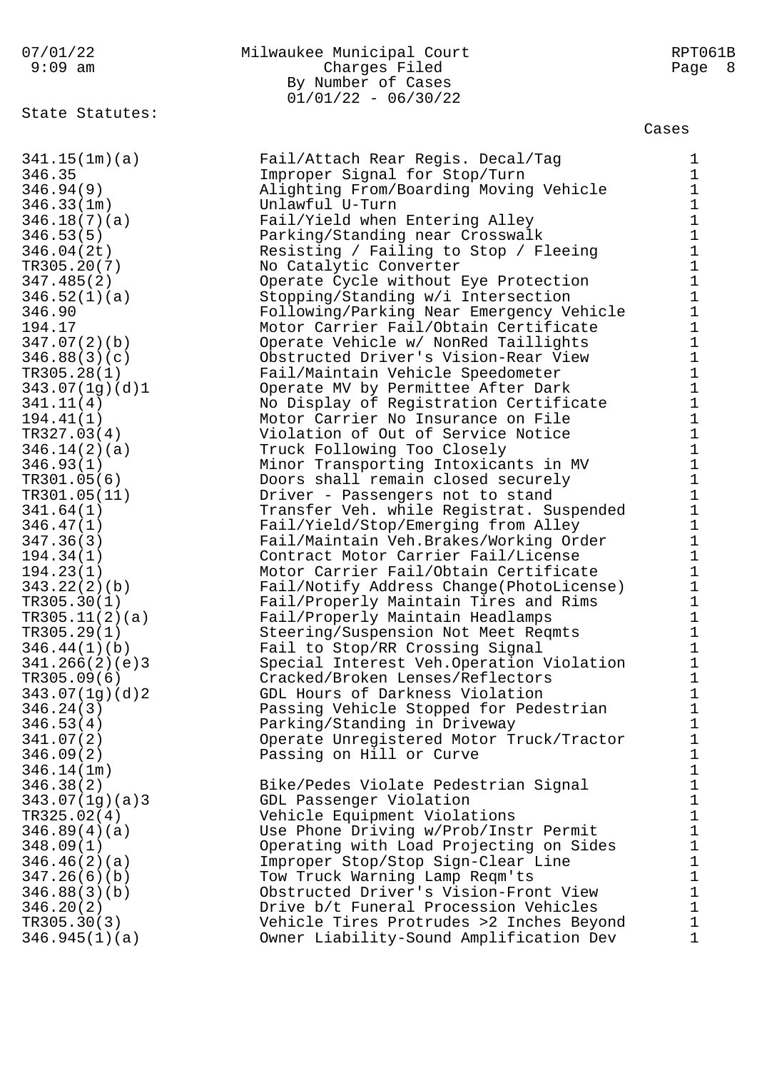Milwaukee Municipal Court
Charges Filed
By Number of Cases
01/01/22 - 06/30/22

State Statutes:

| Statute | Description | Cases |
|---|---|---|
| 341.15(1m)(a) | Fail/Attach Rear Regis. Decal/Tag | 1 |
| 346.35 | Improper Signal for Stop/Turn | 1 |
| 346.94(9) | Alighting From/Boarding Moving Vehicle | 1 |
| 346.33(1m) | Unlawful U-Turn | 1 |
| 346.18(7)(a) | Fail/Yield when Entering Alley | 1 |
| 346.53(5) | Parking/Standing near Crosswalk | 1 |
| 346.04(2t) | Resisting / Failing to Stop / Fleeing | 1 |
| TR305.20(7) | No Catalytic Converter | 1 |
| 347.485(2) | Operate Cycle without Eye Protection | 1 |
| 346.52(1)(a) | Stopping/Standing w/i Intersection | 1 |
| 346.90 | Following/Parking Near Emergency Vehicle | 1 |
| 194.17 | Motor Carrier Fail/Obtain Certificate | 1 |
| 347.07(2)(b) | Operate Vehicle w/ NonRed Taillights | 1 |
| 346.88(3)(c) | Obstructed Driver's Vision-Rear View | 1 |
| TR305.28(1) | Fail/Maintain Vehicle Speedometer | 1 |
| 343.07(1g)(d)1 | Operate MV by Permittee After Dark | 1 |
| 341.11(4) | No Display of Registration Certificate | 1 |
| 194.41(1) | Motor Carrier No Insurance on File | 1 |
| TR327.03(4) | Violation of Out of Service Notice | 1 |
| 346.14(2)(a) | Truck Following Too Closely | 1 |
| 346.93(1) | Minor Transporting Intoxicants in MV | 1 |
| TR301.05(6) | Doors shall remain closed securely | 1 |
| TR301.05(11) | Driver - Passengers not to stand | 1 |
| 341.64(1) | Transfer Veh. while Registrat. Suspended | 1 |
| 346.47(1) | Fail/Yield/Stop/Emerging from Alley | 1 |
| 347.36(3) | Fail/Maintain Veh.Brakes/Working Order | 1 |
| 194.34(1) | Contract Motor Carrier Fail/License | 1 |
| 194.23(1) | Motor Carrier Fail/Obtain Certificate | 1 |
| 343.22(2)(b) | Fail/Notify Address Change(PhotoLicense) | 1 |
| TR305.30(1) | Fail/Properly Maintain Tires and Rims | 1 |
| TR305.11(2)(a) | Fail/Properly Maintain Headlamps | 1 |
| TR305.29(1) | Steering/Suspension Not Meet Reqmts | 1 |
| 346.44(1)(b) | Fail to Stop/RR Crossing Signal | 1 |
| 341.266(2)(e)3 | Special Interest Veh.Operation Violation | 1 |
| TR305.09(6) | Cracked/Broken Lenses/Reflectors | 1 |
| 343.07(1g)(d)2 | GDL Hours of Darkness Violation | 1 |
| 346.24(3) | Passing Vehicle Stopped for Pedestrian | 1 |
| 346.53(4) | Parking/Standing in Driveway | 1 |
| 341.07(2) | Operate Unregistered Motor Truck/Tractor | 1 |
| 346.09(2) | Passing on Hill or Curve | 1 |
| 346.14(1m) | | 1 |
| 346.38(2) | Bike/Pedes Violate Pedestrian Signal | 1 |
| 343.07(1g)(a)3 | GDL Passenger Violation | 1 |
| TR325.02(4) | Vehicle Equipment Violations | 1 |
| 346.89(4)(a) | Use Phone Driving w/Prob/Instr Permit | 1 |
| 348.09(1) | Operating with Load Projecting on Sides | 1 |
| 346.46(2)(a) | Improper Stop/Stop Sign-Clear Line | 1 |
| 347.26(6)(b) | Tow Truck Warning Lamp Reqm'ts | 1 |
| 346.88(3)(b) | Obstructed Driver's Vision-Front View | 1 |
| 346.20(2) | Drive b/t Funeral Procession Vehicles | 1 |
| TR305.30(3) | Vehicle Tires Protrudes >2 Inches Beyond | 1 |
| 346.945(1)(a) | Owner Liability-Sound Amplification Dev | 1 |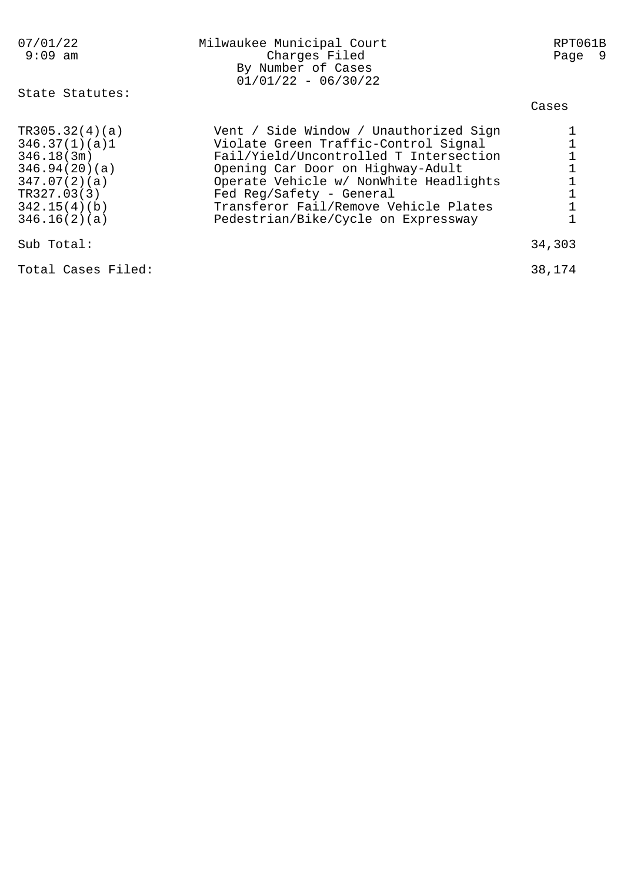State Statutes:

| | | Cases |
|---|---|---|
| TR305.32(4)(a) | Vent / Side Window / Unauthorized Sign | 1 |
| 346.37(1)(a)1 | Violate Green Traffic-Control Signal | 1 |
| 346.18(3m) | Fail/Yield/Uncontrolled T Intersection | 1 |
| 346.94(20)(a) | Opening Car Door on Highway-Adult | 1 |
| 347.07(2)(a) | Operate Vehicle w/ NonWhite Headlights | 1 |
| TR327.03(3) | Fed Reg/Safety - General | 1 |
| 342.15(4)(b) | Transferor Fail/Remove Vehicle Plates | 1 |
| 346.16(2)(a) | Pedestrian/Bike/Cycle on Expressway | 1 |
| Sub Total: | | 34,303 |
| Total Cases Filed: | | 38,174 |